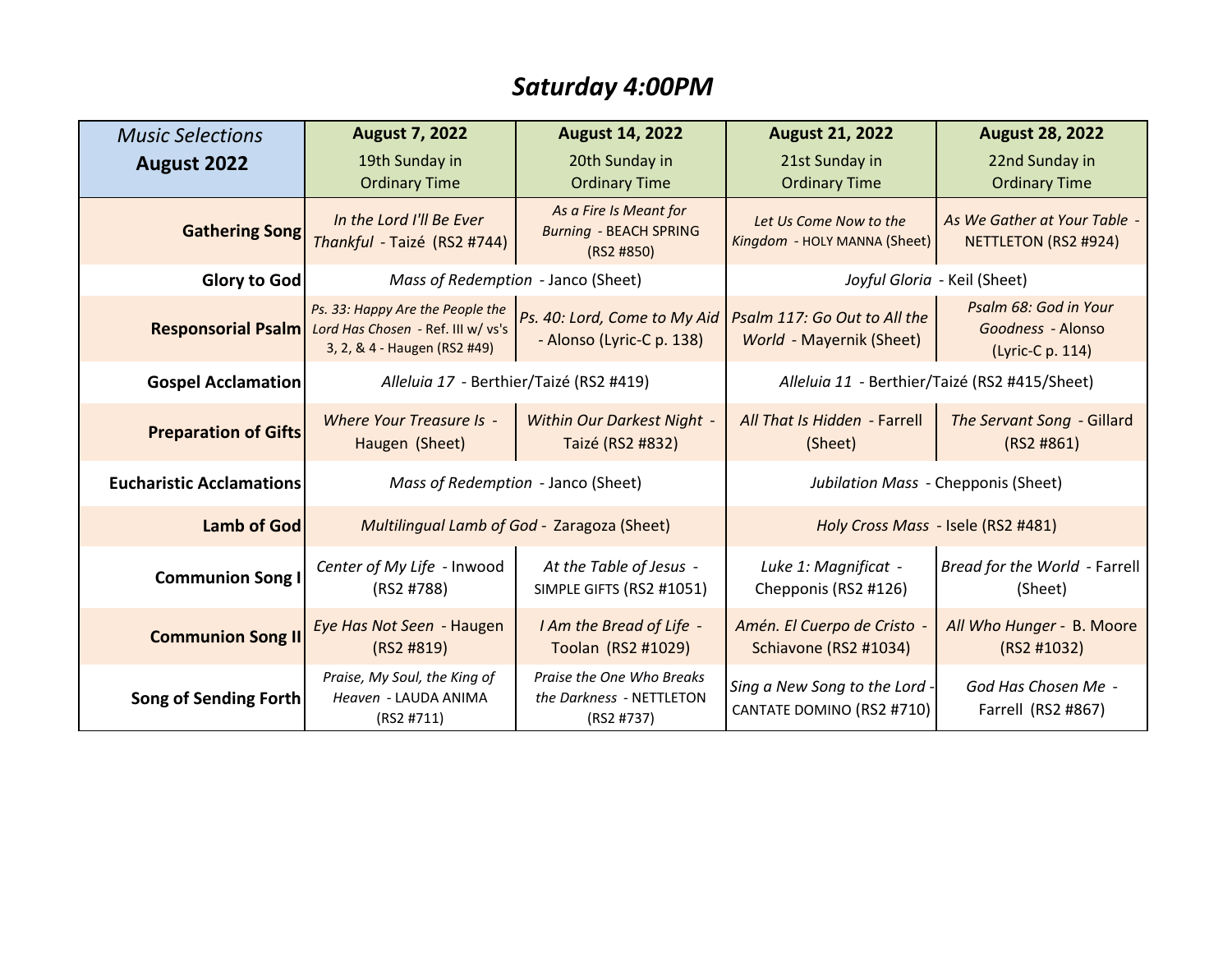# *Saturday 4:00PM*

| *Music Selections* **August 2022** | **August 7, 2022** 19th Sunday in Ordinary Time | **August 14, 2022** 20th Sunday in Ordinary Time | **August 21, 2022** 21st Sunday in Ordinary Time | **August 28, 2022** 22nd Sunday in Ordinary Time |
|---|---|---|---|---|
| **Gathering Song** | *In the Lord I'll Be Ever Thankful* - Taizé (RS2 #744) | *As a Fire Is Meant for Burning* - BEACH SPRING (RS2 #850) | *Let Us Come Now to the Kingdom* - HOLY MANNA (Sheet) | *As We Gather at Your Table* - NETTLETON (RS2 #924) |
| **Glory to God** | *Mass of Redemption* - Janco (Sheet) | | *Joyful Gloria* - Keil (Sheet) | |
| **Responsorial Psalm** | *Ps. 33: Happy Are the People the Lord Has Chosen* - Ref. III w/ vs's 3, 2, & 4 - Haugen (RS2 #49) | *Ps. 40: Lord, Come to My Aid* - Alonso (Lyric-C p. 138) | *Psalm 117: Go Out to All the World* - Mayernik (Sheet) | *Psalm 68: God in Your Goodness* - Alonso (Lyric-C p. 114) |
| **Gospel Acclamation** | *Alleluia 17* - Berthier/Taizé (RS2 #419) | | *Alleluia 11* - Berthier/Taizé (RS2 #415/Sheet) | |
| **Preparation of Gifts** | *Where Your Treasure Is* - Haugen (Sheet) | *Within Our Darkest Night* - Taizé (RS2 #832) | *All That Is Hidden* - Farrell (Sheet) | *The Servant Song* - Gillard (RS2 #861) |
| **Eucharistic Acclamations** | *Mass of Redemption* - Janco (Sheet) | | *Jubilation Mass* - Chepponis (Sheet) | |
| **Lamb of God** | *Multilingual Lamb of God* - Zaragoza (Sheet) | | *Holy Cross Mass* - Isele (RS2 #481) | |
| **Communion Song I** | *Center of My Life* - Inwood (RS2 #788) | *At the Table of Jesus* - SIMPLE GIFTS (RS2 #1051) | *Luke 1: Magnificat* - Chepponis (RS2 #126) | *Bread for the World* - Farrell (Sheet) |
| **Communion Song II** | *Eye Has Not Seen* - Haugen (RS2 #819) | *I Am the Bread of Life* - Toolan (RS2 #1029) | *Amén. El Cuerpo de Cristo* - Schiavone (RS2 #1034) | *All Who Hunger* - B. Moore (RS2 #1032) |
| **Song of Sending Forth** | *Praise, My Soul, the King of Heaven* - LAUDA ANIMA (RS2 #711) | *Praise the One Who Breaks the Darkness* - NETTLETON (RS2 #737) | *Sing a New Song to the Lord* - CANTATE DOMINO (RS2 #710) | *God Has Chosen Me* - Farrell (RS2 #867) |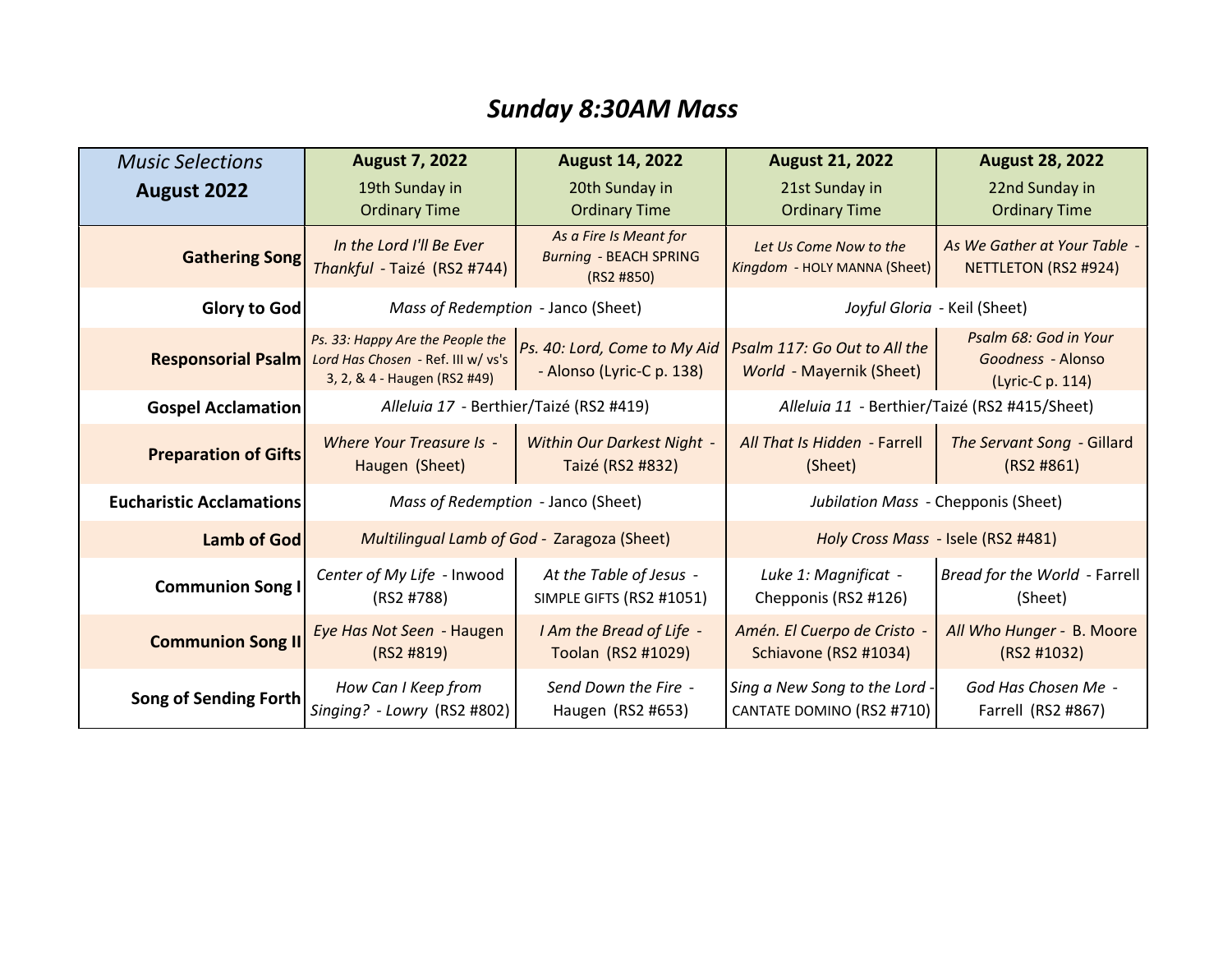# *Sunday 8:30AM Mass*

| *Music Selections* **August 2022** | **August 7, 2022** 19th Sunday in Ordinary Time | **August 14, 2022** 20th Sunday in Ordinary Time | **August 21, 2022** 21st Sunday in Ordinary Time | **August 28, 2022** 22nd Sunday in Ordinary Time |
|---|---|---|---|---|
| **Gathering Song** | *In the Lord I'll Be Ever Thankful* - Taizé (RS2 #744) | *As a Fire Is Meant for Burning* - BEACH SPRING (RS2 #850) | *Let Us Come Now to the Kingdom* - HOLY MANNA (Sheet) | *As We Gather at Your Table* - NETTLETON (RS2 #924) |
| **Glory to God** | *Mass of Redemption* - Janco (Sheet) | | *Joyful Gloria* - Keil (Sheet) | |
| **Responsorial Psalm** | *Ps. 33: Happy Are the People the Lord Has Chosen* - Ref. III w/ vs's 3, 2, & 4 - Haugen (RS2 #49) | *Ps. 40: Lord, Come to My Aid* - Alonso (Lyric-C p. 138) | *Psalm 117: Go Out to All the World* - Mayernik (Sheet) | *Psalm 68: God in Your Goodness* - Alonso (Lyric-C p. 114) |
| **Gospel Acclamation** | *Alleluia 17* - Berthier/Taizé (RS2 #419) | | *Alleluia 11* - Berthier/Taizé (RS2 #415/Sheet) | |
| **Preparation of Gifts** | *Where Your Treasure Is* - Haugen (Sheet) | *Within Our Darkest Night* - Taizé (RS2 #832) | *All That Is Hidden* - Farrell (Sheet) | *The Servant Song* - Gillard (RS2 #861) |
| **Eucharistic Acclamations** | *Mass of Redemption* - Janco (Sheet) | | *Jubilation Mass* - Chepponis (Sheet) | |
| **Lamb of God** | *Multilingual Lamb of God* - Zaragoza (Sheet) | | *Holy Cross Mass* - Isele (RS2 #481) | |
| **Communion Song I** | *Center of My Life* - Inwood (RS2 #788) | *At the Table of Jesus* - SIMPLE GIFTS (RS2 #1051) | *Luke 1: Magnificat* - Chepponis (RS2 #126) | *Bread for the World* - Farrell (Sheet) |
| **Communion Song II** | *Eye Has Not Seen* - Haugen (RS2 #819) | *I Am the Bread of Life* - Toolan (RS2 #1029) | *Amén. El Cuerpo de Cristo* - Schiavone (RS2 #1034) | *All Who Hunger* - B. Moore (RS2 #1032) |
| **Song of Sending Forth** | *How Can I Keep from Singing? - Lowry* (RS2 #802) | *Send Down the Fire* - Haugen (RS2 #653) | *Sing a New Song to the Lord* - CANTATE DOMINO (RS2 #710) | *God Has Chosen Me* - Farrell (RS2 #867) |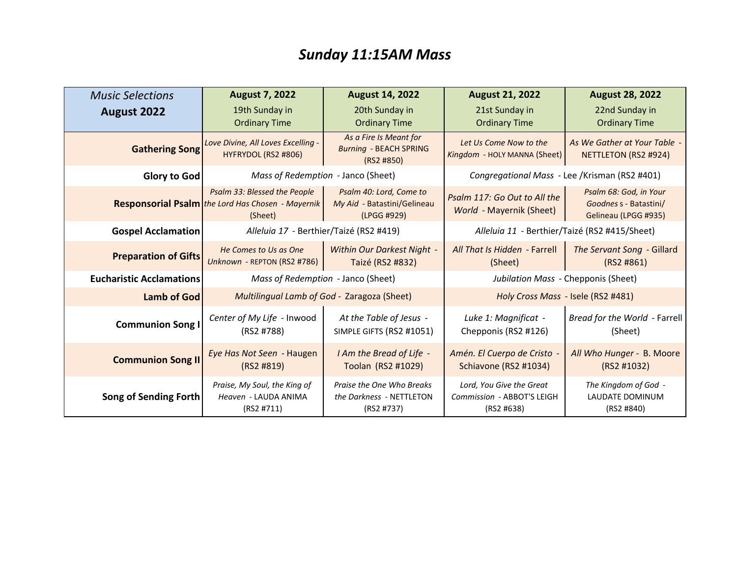# *Sunday 11:15AM Mass*

| *Music Selections* **August 2022** | **August 7, 2022** 19th Sunday in Ordinary Time | **August 14, 2022** 20th Sunday in Ordinary Time | **August 21, 2022** 21st Sunday in Ordinary Time | **August 28, 2022** 22nd Sunday in Ordinary Time |
|---|---|---|---|---|
| **Gathering Song** | *Love Divine, All Loves Excelling* - HYFRYDOL (RS2 #806) | *As a Fire Is Meant for Burning* - BEACH SPRING (RS2 #850) | *Let Us Come Now to the Kingdom* - HOLY MANNA (Sheet) | *As We Gather at Your Table* - NETTLETON (RS2 #924) |
| **Glory to God** | *Mass of Redemption* - Janco (Sheet) | | *Congregational Mass* - Lee /Krisman (RS2 #401) | |
| **Responsorial Psalm** | *Psalm 33: Blessed the People the Lord Has Chosen* - *Mayernik* (Sheet) | *Psalm 40: Lord, Come to My Aid* - Batastini/Gelineau (LPGG #929) | *Psalm 117: Go Out to All the World* - Mayernik (Sheet) | *Psalm 68: God, in Your Goodness* s - Batastini/ Gelineau (LPGG #935) |
| **Gospel Acclamation** | *Alleluia 17* - Berthier/Taizé (RS2 #419) | | *Alleluia 11* - Berthier/Taizé (RS2 #415/Sheet) | |
| **Preparation of Gifts** | *He Comes to Us as One Unknown* - REPTON (RS2 #786) | *Within Our Darkest Night* - Taizé (RS2 #832) | *All That Is Hidden* - Farrell (Sheet) | *The Servant Song* - Gillard (RS2 #861) |
| **Eucharistic Acclamations** | *Mass of Redemption* - Janco (Sheet) | | *Jubilation Mass* - Chepponis (Sheet) | |
| **Lamb of God** | *Multilingual Lamb of God* - Zaragoza (Sheet) | | *Holy Cross Mass* - Isele (RS2 #481) | |
| **Communion Song I** | *Center of My Life* - Inwood (RS2 #788) | *At the Table of Jesus* - SIMPLE GIFTS (RS2 #1051) | *Luke 1: Magnificat* - Chepponis (RS2 #126) | *Bread for the World* - Farrell (Sheet) |
| **Communion Song II** | *Eye Has Not Seen* - Haugen (RS2 #819) | *I Am the Bread of Life* - Toolan (RS2 #1029) | *Amén. El Cuerpo de Cristo* - Schiavone (RS2 #1034) | *All Who Hunger* - B. Moore (RS2 #1032) |
| **Song of Sending Forth** | *Praise, My Soul, the King of Heaven* - LAUDA ANIMA (RS2 #711) | *Praise the One Who Breaks the Darkness* - NETTLETON (RS2 #737) | *Lord, You Give the Great Commission* - ABBOT'S LEIGH (RS2 #638) | *The Kingdom of God* - LAUDATE DOMINUM (RS2 #840) |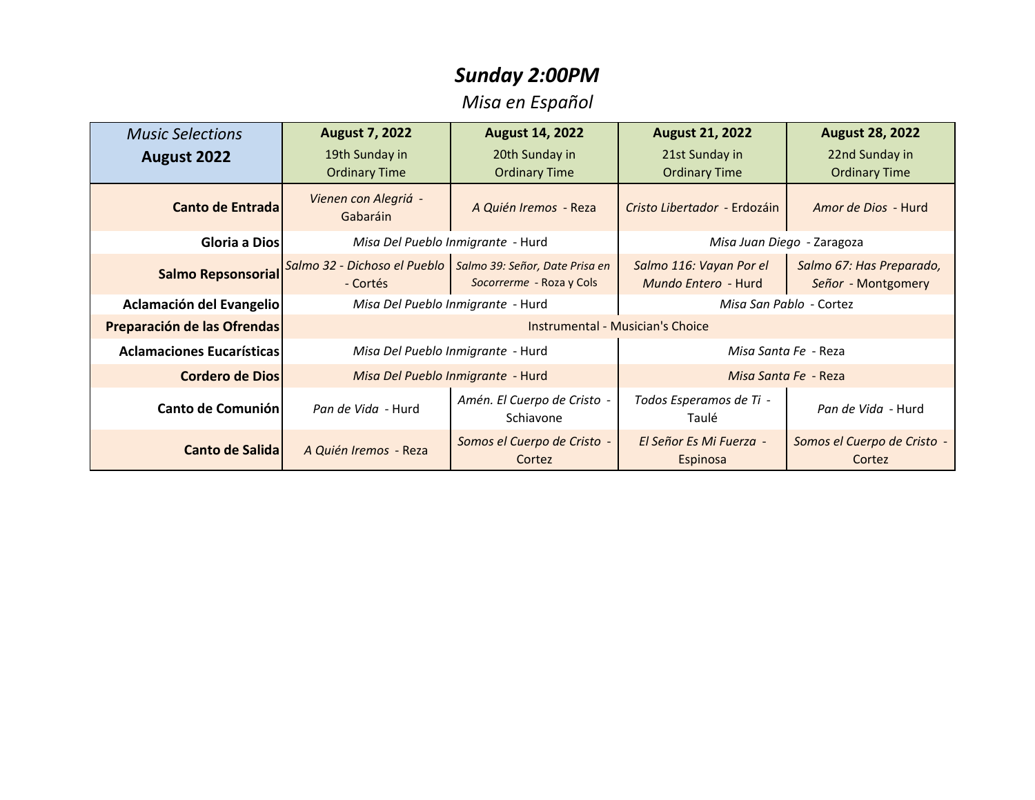# *Sunday 2:00PM*

*Misa en Español*

| *Music Selections* **August 2022** | **August 7, 2022** 19th Sunday in Ordinary Time | **August 14, 2022** 20th Sunday in Ordinary Time | **August 21, 2022** 21st Sunday in Ordinary Time | **August 28, 2022** 22nd Sunday in Ordinary Time |
|---|---|---|---|---|
| **Canto de Entrada** | *Vienen con Alegriá* - Gabaráin | *A Quién Iremos* - Reza | *Cristo Libertador* - Erdozáin | *Amor de Dios* - Hurd |
| **Gloria a Dios** | *Misa Del Pueblo Inmigrante* - Hurd | | *Misa Juan Diego* - Zaragoza | |
| **Salmo Repsonsorial** | *Salmo 32 - Dichoso el Pueblo* - Cortés | *Salmo 39: Señor, Date Prisa en Socorrerme* - Roza y Cols | *Salmo 116: Vayan Por el Mundo Entero* - Hurd | *Salmo 67: Has Preparado, Señor* - Montgomery |
| **Aclamación del Evangelio** | *Misa Del Pueblo Inmigrante* - Hurd | | *Misa San Pablo* - Cortez | |
| **Preparación de las Ofrendas** | Instrumental - Musician's Choice | | | |
| **Aclamaciones Eucarísticas** | *Misa Del Pueblo Inmigrante* - Hurd | | *Misa Santa Fe* - Reza | |
| **Cordero de Dios** | *Misa Del Pueblo Inmigrante* - Hurd | | *Misa Santa Fe* - Reza | |
| **Canto de Comunión** | *Pan de Vida* - Hurd | *Amén. El Cuerpo de Cristo* - Schiavone | *Todos Esperamos de Ti* - Taulé | *Pan de Vida* - Hurd |
| **Canto de Salida** | *A Quién Iremos* - Reza | *Somos el Cuerpo de Cristo* - Cortez | *El Señor Es Mi Fuerza* - Espinosa | *Somos el Cuerpo de Cristo* - Cortez |